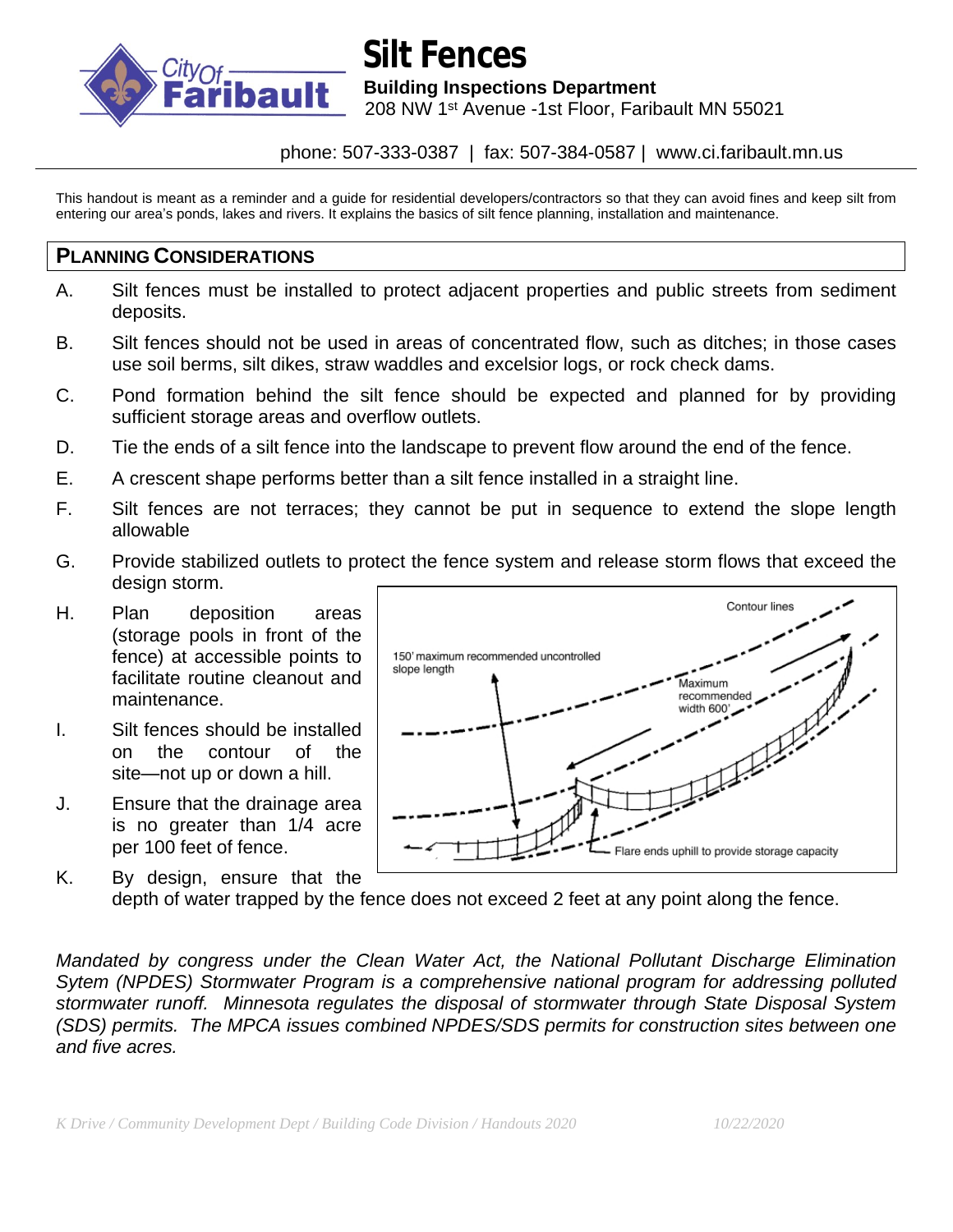# Silt Fences

**Building Inspections Department**
208 NW 1st Avenue -1st Floor, Faribault MN 55021

phone: 507-333-0387 | fax: 507-384-0587 | www.ci.faribault.mn.us

This handout is meant as a reminder and a guide for residential developers/contractors so that they can avoid fines and keep silt from entering our area's ponds, lakes and rivers. It explains the basics of silt fence planning, installation and maintenance.

## PLANNING CONSIDERATIONS

A. Silt fences must be installed to protect adjacent properties and public streets from sediment deposits.

B. Silt fences should not be used in areas of concentrated flow, such as ditches; in those cases use soil berms, silt dikes, straw waddles and excelsior logs, or rock check dams.

C. Pond formation behind the silt fence should be expected and planned for by providing sufficient storage areas and overflow outlets.

D. Tie the ends of a silt fence into the landscape to prevent flow around the end of the fence.

E. A crescent shape performs better than a silt fence installed in a straight line.

F. Silt fences are not terraces; they cannot be put in sequence to extend the slope length allowable

G. Provide stabilized outlets to protect the fence system and release storm flows that exceed the design storm.

H. Plan deposition areas (storage pools in front of the fence) at accessible points to facilitate routine cleanout and maintenance.

I. Silt fences should be installed on the contour of the site—not up or down a hill.

J. Ensure that the drainage area is no greater than 1/4 acre per 100 feet of fence.

K. By design, ensure that the depth of water trapped by the fence does not exceed 2 feet at any point along the fence.

*Mandated by congress under the Clean Water Act, the National Pollutant Discharge Elimination Sytem (NPDES) Stormwater Program is a comprehensive national program for addressing polluted stormwater runoff. Minnesota regulates the disposal of stormwater through State Disposal System (SDS) permits. The MPCA issues combined NPDES/SDS permits for construction sites between one and five acres.*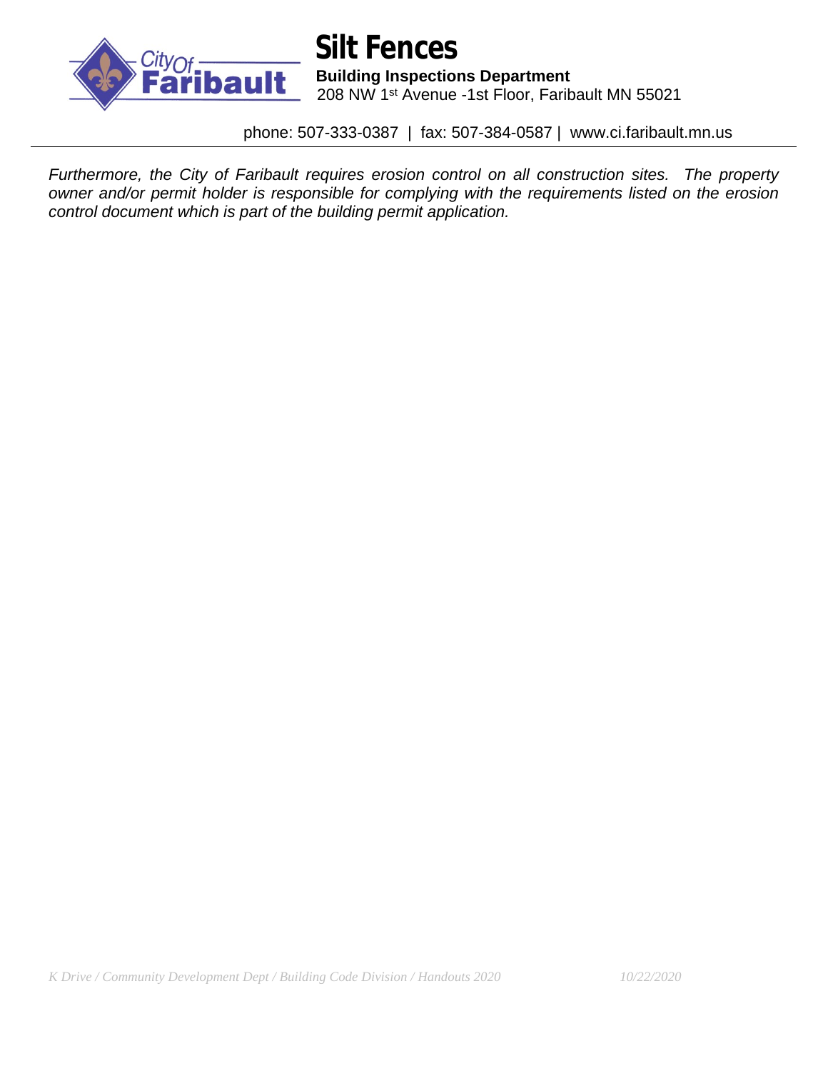# Silt Fences

**Building Inspections Department**
208 NW 1st Avenue -1st Floor, Faribault MN 55021

phone: 507-333-0387 | fax: 507-384-0587 | www.ci.faribault.mn.us

*Furthermore, the City of Faribault requires erosion control on all construction sites. The property owner and/or permit holder is responsible for complying with the requirements listed on the erosion control document which is part of the building permit application.*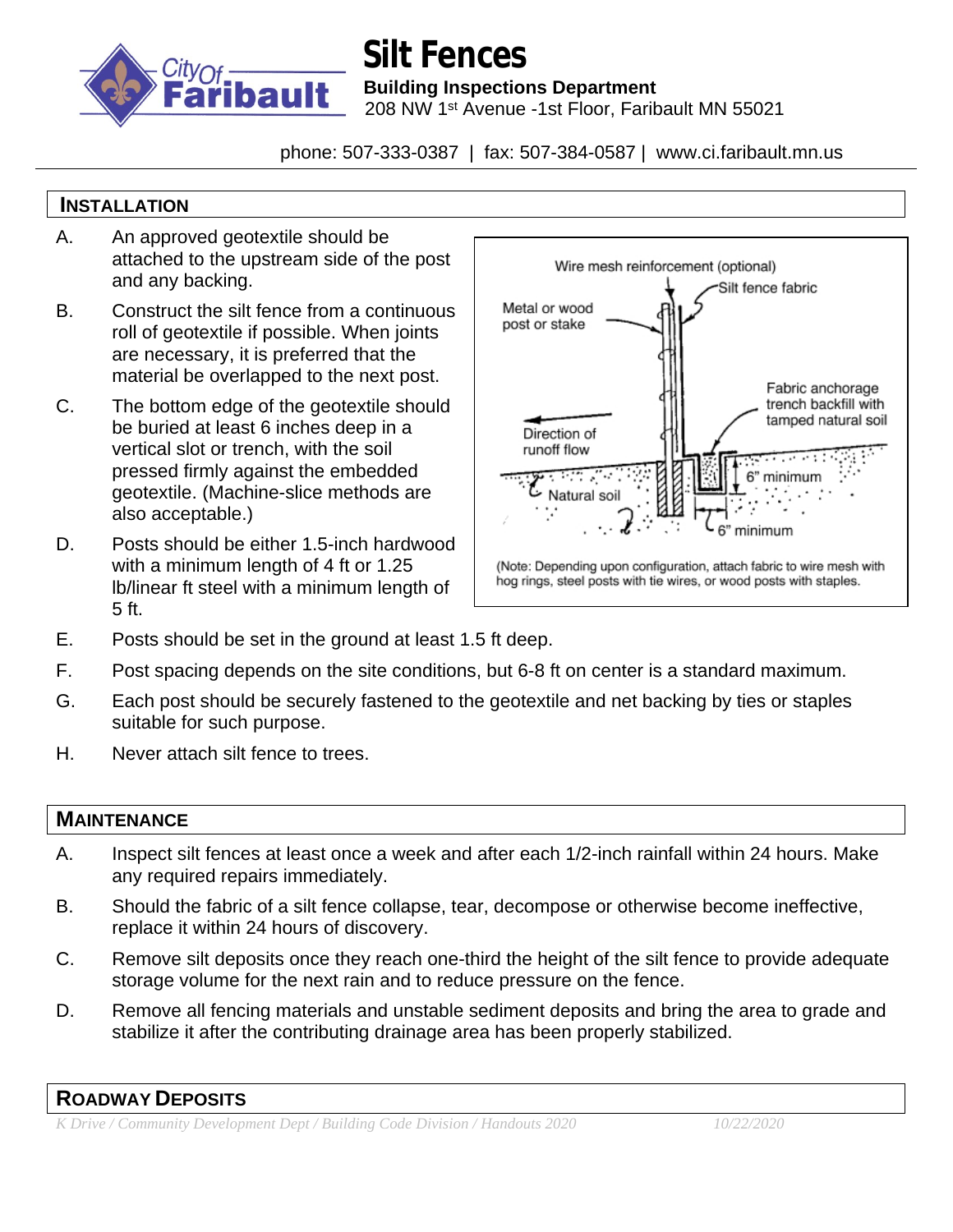# Silt Fences

**Building Inspections Department**
208 NW 1st Avenue -1st Floor, Faribault MN 55021

phone: 507-333-0387 | fax: 507-384-0587 | www.ci.faribault.mn.us

## INSTALLATION

A. An approved geotextile should be attached to the upstream side of the post and any backing.

B. Construct the silt fence from a continuous roll of geotextile if possible. When joints are necessary, it is preferred that the material be overlapped to the next post.

C. The bottom edge of the geotextile should be buried at least 6 inches deep in a vertical slot or trench, with the soil pressed firmly against the embedded geotextile. (Machine-slice methods are also acceptable.)

D. Posts should be either 1.5-inch hardwood with a minimum length of 4 ft or 1.25 lb/linear ft steel with a minimum length of 5 ft.

Wire mesh reinforcement (optional)
Silt fence fabric
Metal or wood post or stake
Fabric anchorage trench backfill with tamped natural soil
Direction of runoff flow
6" minimum
Natural soil
6" minimum

(Note: Depending upon configuration, attach fabric to wire mesh with hog rings, steel posts with tie wires, or wood posts with staples.

E. Posts should be set in the ground at least 1.5 ft deep.

F. Post spacing depends on the site conditions, but 6-8 ft on center is a standard maximum.

G. Each post should be securely fastened to the geotextile and net backing by ties or staples suitable for such purpose.

H. Never attach silt fence to trees.

## MAINTENANCE

A. Inspect silt fences at least once a week and after each 1/2-inch rainfall within 24 hours. Make any required repairs immediately.

B. Should the fabric of a silt fence collapse, tear, decompose or otherwise become ineffective, replace it within 24 hours of discovery.

C. Remove silt deposits once they reach one-third the height of the silt fence to provide adequate storage volume for the next rain and to reduce pressure on the fence.

D. Remove all fencing materials and unstable sediment deposits and bring the area to grade and stabilize it after the contributing drainage area has been properly stabilized.

## ROADWAY DEPOSITS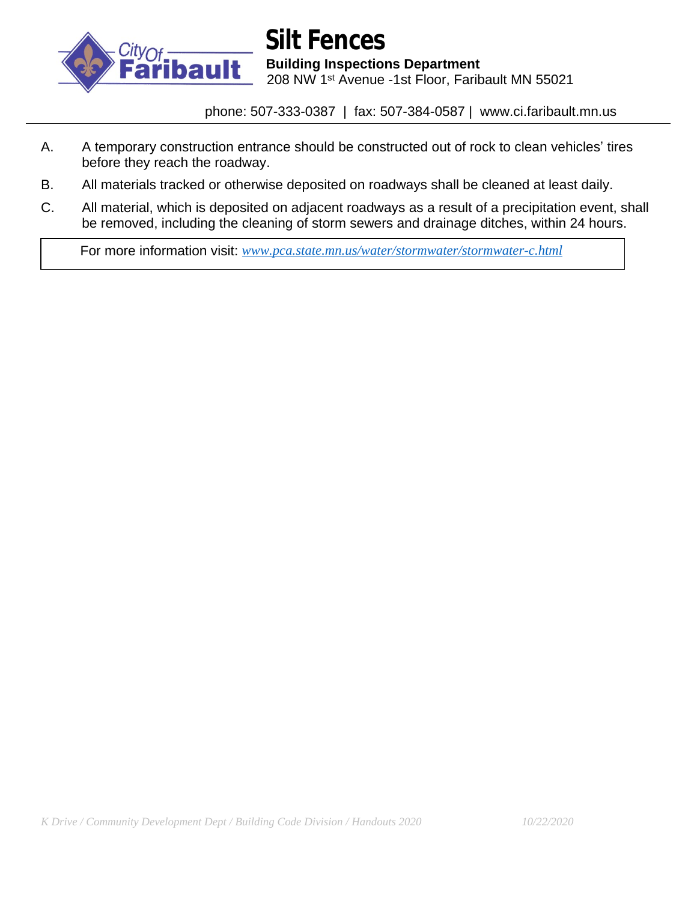# Silt Fences

**Building Inspections Department**

208 NW 1st Avenue -1st Floor, Faribault MN 55021

phone: 507-333-0387 | fax: 507-384-0587 | www.ci.faribault.mn.us

A. A temporary construction entrance should be constructed out of rock to clean vehicles' tires before they reach the roadway.

B. All materials tracked or otherwise deposited on roadways shall be cleaned at least daily.

C. All material, which is deposited on adjacent roadways as a result of a precipitation event, shall be removed, including the cleaning of storm sewers and drainage ditches, within 24 hours.

For more information visit: *www.pca.state.mn.us/water/stormwater/stormwater-c.html*

*K Drive / Community Development Dept / Building Code Division / Handouts 2020* *10/22/2020*